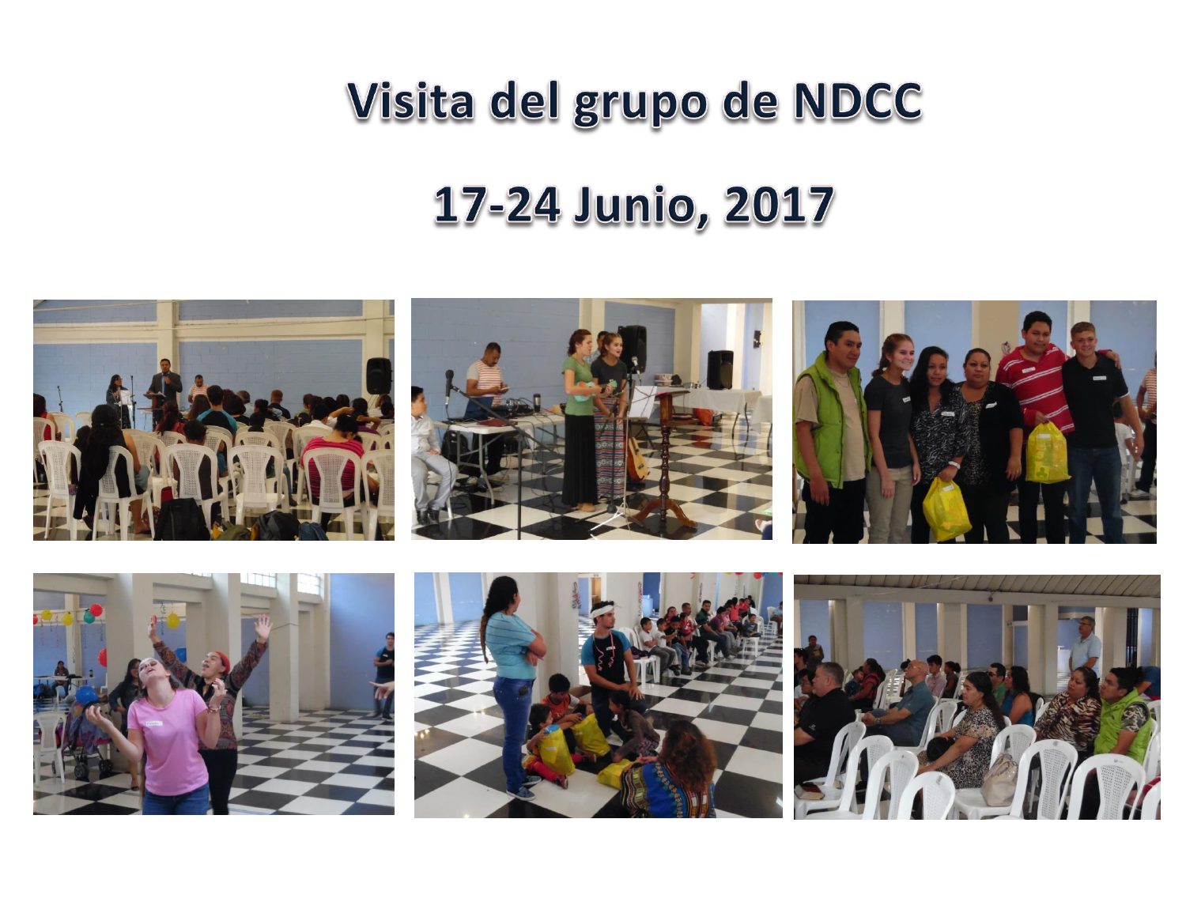# Visita del grupo de NDCC

## 17-24 Junio, 2017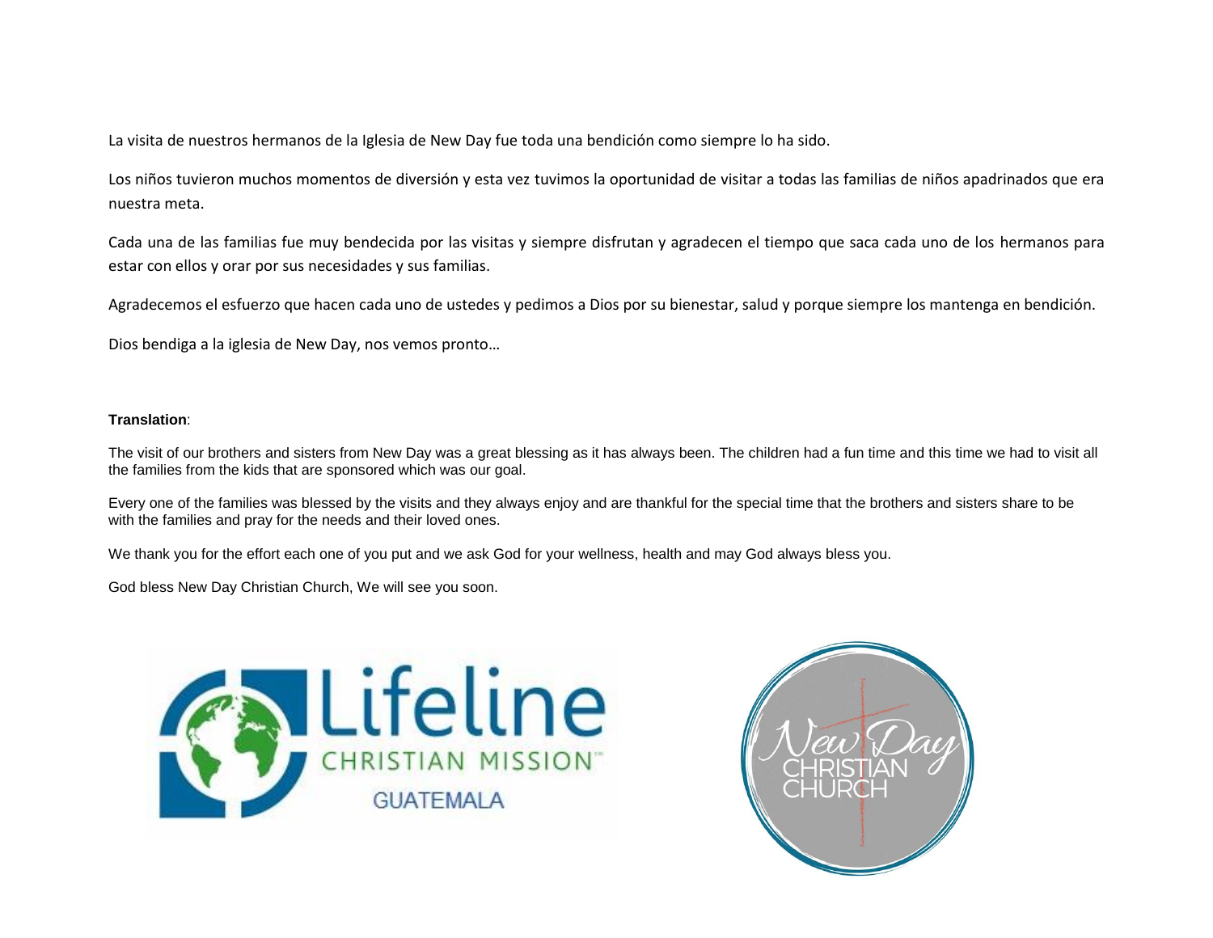La visita de nuestros hermanos de la Iglesia de New Day fue toda una bendición como siempre lo ha sido.

Los niños tuvieron muchos momentos de diversión y esta vez tuvimos la oportunidad de visitar a todas las familias de niños apadrinados que era nuestra meta.

Cada una de las familias fue muy bendecida por las visitas y siempre disfrutan y agradecen el tiempo que saca cada uno de los hermanos para estar con ellos y orar por sus necesidades y sus familias.

Agradecemos el esfuerzo que hacen cada uno de ustedes y pedimos a Dios por su bienestar, salud y porque siempre los mantenga en bendición.

Dios bendiga a la iglesia de New Day, nos vemos pronto…

**Translation**:

The visit of our brothers and sisters from New Day was a great blessing as it has always been. The children had a fun time and this time we had to visit all the families from the kids that are sponsored which was our goal.

Every one of the families was blessed by the visits and they always enjoy and are thankful for the special time that the brothers and sisters share to be with the families and pray for the needs and their loved ones.

We thank you for the effort each one of you put and we ask God for your wellness, health and may God always bless you.

God bless New Day Christian Church, We will see you soon.

Lifeline CHRISTIAN MISSION™ GUATEMALA

New Day CHRISTIAN CHURCH